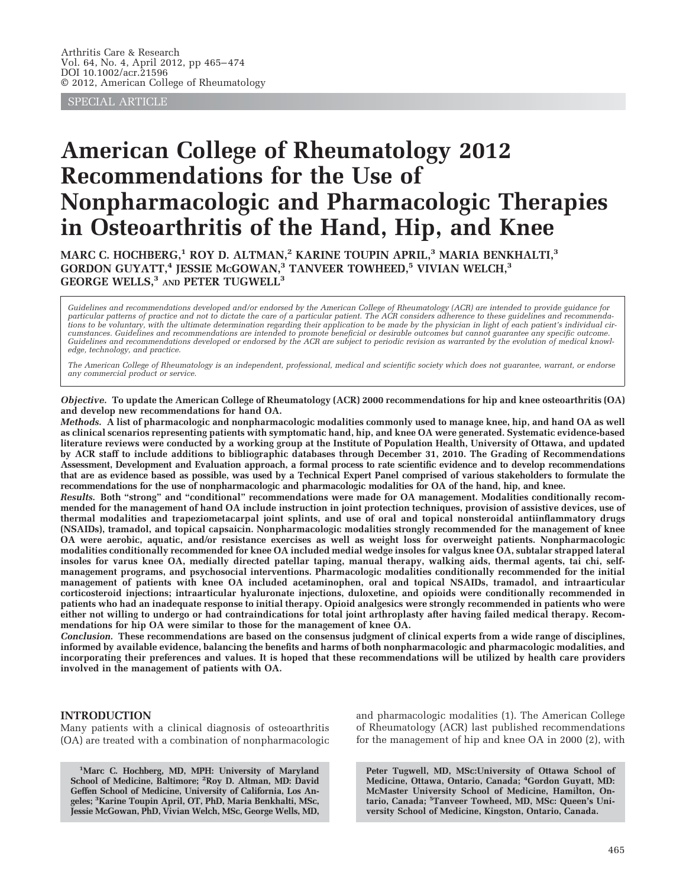SPECIAL ARTICLE

# American College of Rheumatology 2012 Recommendations for the Use of Nonpharmacologic and Pharmacologic Therapies in Osteoarthritis of the Hand, Hip, and Knee

**MARC C. HOCHBERG,[1] ROY D. ALTMAN,[2] KARINE TOUPIN APRIL,[3] MARIA BENKHALTI,[3] GORDON GUYATT,[4] JESSIE McGOWAN,[3] TANVEER TOWHEED,[5] VIVIAN WELCH,[3] GEORGE WELLS,[3] AND PETER TUGWELL[3]**

*Guidelines and recommendations developed and/or endorsed by the American College of Rheumatology (ACR) are intended to provide guidance for particular patterns of practice and not to dictate the care of a particular patient. The ACR considers adherence to these guidelines and recommendations to be voluntary, with the ultimate determination regarding their application to be made by the physician in light of each patient's individual circumstances. Guidelines and recommendations are intended to promote beneficial or desirable outcomes but cannot guarantee any specific outcome. Guidelines and recommendations developed or endorsed by the ACR are subject to periodic revision as warranted by the evolution of medical knowledge, technology, and practice.*

*The American College of Rheumatology is an independent, professional, medical and scientific society which does not guarantee, warrant, or endorse any commercial product or service.*

***Objective.*** **To update the American College of Rheumatology (ACR) 2000 recommendations for hip and knee osteoarthritis (OA) and develop new recommendations for hand OA.**

***Methods.*** **A list of pharmacologic and nonpharmacologic modalities commonly used to manage knee, hip, and hand OA as well as clinical scenarios representing patients with symptomatic hand, hip, and knee OA were generated. Systematic evidence-based literature reviews were conducted by a working group at the Institute of Population Health, University of Ottawa, and updated by ACR staff to include additions to bibliographic databases through December 31, 2010. The Grading of Recommendations Assessment, Development and Evaluation approach, a formal process to rate scientific evidence and to develop recommendations that are as evidence based as possible, was used by a Technical Expert Panel comprised of various stakeholders to formulate the recommendations for the use of nonpharmacologic and pharmacologic modalities for OA of the hand, hip, and knee.**

***Results.*** **Both "strong" and "conditional" recommendations were made for OA management. Modalities conditionally recommended for the management of hand OA include instruction in joint protection techniques, provision of assistive devices, use of thermal modalities and trapeziometacarpal joint splints, and use of oral and topical nonsteroidal antiinflammatory drugs (NSAIDs), tramadol, and topical capsaicin. Nonpharmacologic modalities strongly recommended for the management of knee OA were aerobic, aquatic, and/or resistance exercises as well as weight loss for overweight patients. Nonpharmacologic modalities conditionally recommended for knee OA included medial wedge insoles for valgus knee OA, subtalar strapped lateral insoles for varus knee OA, medially directed patellar taping, manual therapy, walking aids, thermal agents, tai chi, self-management programs, and psychosocial interventions. Pharmacologic modalities conditionally recommended for the initial management of patients with knee OA included acetaminophen, oral and topical NSAIDs, tramadol, and intraarticular corticosteroid injections; intraarticular hyaluronate injections, duloxetine, and opioids were conditionally recommended in patients who had an inadequate response to initial therapy. Opioid analgesics were strongly recommended in patients who were either not willing to undergo or had contraindications for total joint arthroplasty after having failed medical therapy. Recommendations for hip OA were similar to those for the management of knee OA.**

***Conclusion.*** **These recommendations are based on the consensus judgment of clinical experts from a wide range of disciplines, informed by available evidence, balancing the benefits and harms of both nonpharmacologic and pharmacologic modalities, and incorporating their preferences and values. It is hoped that these recommendations will be utilized by health care providers involved in the management of patients with OA.**

## INTRODUCTION

Many patients with a clinical diagnosis of osteoarthritis (OA) are treated with a combination of nonpharmacologic and pharmacologic modalities (1). The American College of Rheumatology (ACR) last published recommendations for the management of hip and knee OA in 2000 (2), with

[1]Marc C. Hochberg, MD, MPH: University of Maryland School of Medicine, Baltimore; [2]Roy D. Altman, MD: David Geffen School of Medicine, University of California, Los Angeles; [3]Karine Toupin April, OT, PhD, Maria Benkhalti, MSc, Jessie McGowan, PhD, Vivian Welch, MSc, George Wells, MD, Peter Tugwell, MD, MSc:University of Ottawa School of Medicine, Ottawa, Ontario, Canada; [4]Gordon Guyatt, MD: McMaster University School of Medicine, Hamilton, Ontario, Canada; [5]Tanveer Towheed, MD, MSc: Queen's University School of Medicine, Kingston, Ontario, Canada.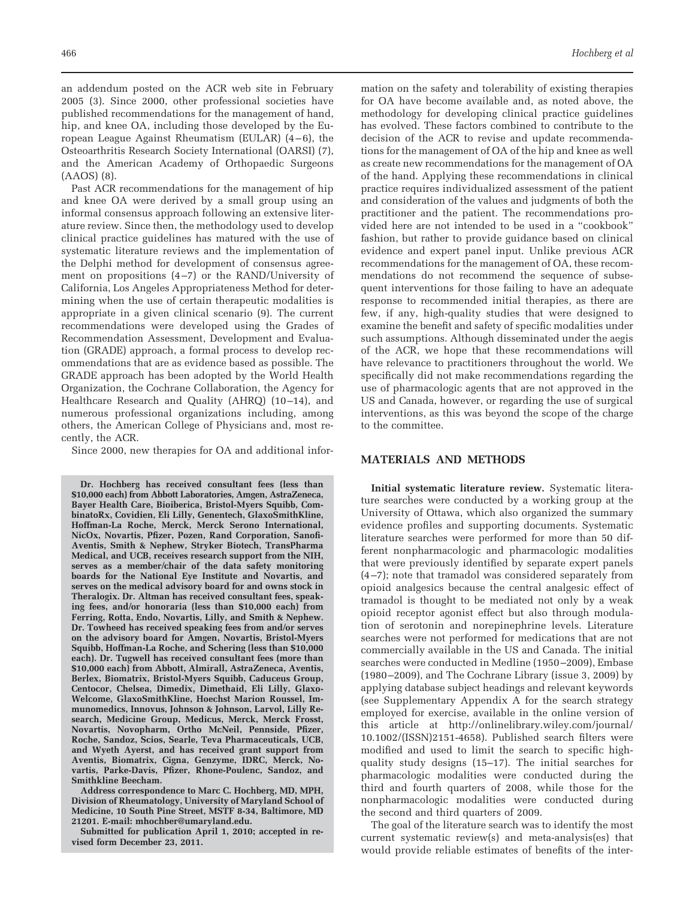an addendum posted on the ACR web site in February 2005 (3). Since 2000, other professional societies have published recommendations for the management of hand, hip, and knee OA, including those developed by the European League Against Rheumatism (EULAR) (4–6), the Osteoarthritis Research Society International (OARSI) (7), and the American Academy of Orthopaedic Surgeons (AAOS) (8).

Past ACR recommendations for the management of hip and knee OA were derived by a small group using an informal consensus approach following an extensive literature review. Since then, the methodology used to develop clinical practice guidelines has matured with the use of systematic literature reviews and the implementation of the Delphi method for development of consensus agreement on propositions (4–7) or the RAND/University of California, Los Angeles Appropriateness Method for determining when the use of certain therapeutic modalities is appropriate in a given clinical scenario (9). The current recommendations were developed using the Grades of Recommendation Assessment, Development and Evaluation (GRADE) approach, a formal process to develop recommendations that are as evidence based as possible. The GRADE approach has been adopted by the World Health Organization, the Cochrane Collaboration, the Agency for Healthcare Research and Quality (AHRQ) (10–14), and numerous professional organizations including, among others, the American College of Physicians and, most recently, the ACR.

Since 2000, new therapies for OA and additional information on the safety and tolerability of existing therapies for OA have become available and, as noted above, the methodology for developing clinical practice guidelines has evolved. These factors combined to contribute to the decision of the ACR to revise and update recommendations for the management of OA of the hip and knee as well as create new recommendations for the management of OA of the hand. Applying these recommendations in clinical practice requires individualized assessment of the patient and consideration of the values and judgments of both the practitioner and the patient. The recommendations provided here are not intended to be used in a "cookbook" fashion, but rather to provide guidance based on clinical evidence and expert panel input. Unlike previous ACR recommendations for the management of OA, these recommendations do not recommend the sequence of subsequent interventions for those failing to have an adequate response to recommended initial therapies, as there are few, if any, high-quality studies that were designed to examine the benefit and safety of specific modalities under such assumptions. Although disseminated under the aegis of the ACR, we hope that these recommendations will have relevance to practitioners throughout the world. We specifically did not make recommendations regarding the use of pharmacologic agents that are not approved in the US and Canada, however, or regarding the use of surgical interventions, as this was beyond the scope of the charge to the committee.

## MATERIALS AND METHODS

**Initial systematic literature review.** Systematic literature searches were conducted by a working group at the University of Ottawa, which also organized the summary evidence profiles and supporting documents. Systematic literature searches were performed for more than 50 different nonpharmacologic and pharmacologic modalities that were previously identified by separate expert panels (4–7); note that tramadol was considered separately from opioid analgesics because the central analgesic effect of tramadol is thought to be mediated not only by a weak opioid receptor agonist effect but also through modulation of serotonin and norepinephrine levels. Literature searches were not performed for medications that are not commercially available in the US and Canada. The initial searches were conducted in Medline (1950–2009), Embase (1980–2009), and The Cochrane Library (issue 3, 2009) by applying database subject headings and relevant keywords (see Supplementary Appendix A for the search strategy employed for exercise, available in the online version of this article at http://onlinelibrary.wiley.com/journal/10.1002/(ISSN)2151-4658). Published search filters were modified and used to limit the search to specific high-quality study designs (15–17). The initial searches for pharmacologic modalities were conducted during the third and fourth quarters of 2008, while those for the nonpharmacologic modalities were conducted during the second and third quarters of 2009.

The goal of the literature search was to identify the most current systematic review(s) and meta-analysis(es) that would provide reliable estimates of benefits of the inter-

**Dr. Hochberg has received consultant fees (less than $10,000 each) from Abbott Laboratories, Amgen, AstraZeneca, Bayer Health Care, Bioiberica, Bristol-Myers Squibb, CombinatoRx, Covidien, Eli Lilly, Genentech, GlaxoSmithKline, Hoffman-La Roche, Merck, Merck Serono International, NicOx, Novartis, Pfizer, Pozen, Rand Corporation, Sanofi-Aventis, Smith & Nephew, Stryker Biotech, TransPharma Medical, and UCB, receives research support from the NIH, serves as a member/chair of the data safety monitoring boards for the National Eye Institute and Novartis, and serves on the medical advisory board for and owns stock in Theralogix. Dr. Altman has received consultant fees, speaking fees, and/or honoraria (less than $10,000 each) from Ferring, Rotta, Endo, Novartis, Lilly, and Smith & Nephew. Dr. Towheed has received speaking fees from and/or serves on the advisory board for Amgen, Novartis, Bristol-Myers Squibb, Hoffman-La Roche, and Schering (less than $10,000 each). Dr. Tugwell has received consultant fees (more than $10,000 each) from Abbott, Almirall, AstraZeneca, Aventis, Berlex, Biomatrix, Bristol-Myers Squibb, Caduceus Group, Centocor, Chelsea, Dimedix, Dimethaid, Eli Lilly, Glaxo-Welcome, GlaxoSmithKline, Hoechst Marion Roussel, Immunomedics, Innovus, Johnson & Johnson, Larvol, Lilly Research, Medicine Group, Medicus, Merck, Merck Frosst, Novartis, Novopharm, Ortho McNeil, Pennside, Pfizer, Roche, Sandoz, Scios, Searle, Teva Pharmaceuticals, UCB, and Wyeth Ayerst, and has received grant support from Aventis, Biomatrix, Cigna, Genzyme, IDRC, Merck, Novartis, Parke-Davis, Pfizer, Rhone-Poulenc, Sandoz, and Smithkline Beecham.**

**Address correspondence to Marc C. Hochberg, MD, MPH, Division of Rheumatology, University of Maryland School of Medicine, 10 South Pine Street, MSTF 8-34, Baltimore, MD 21201. E-mail: mhochber@umaryland.edu.**

**Submitted for publication April 1, 2010; accepted in revised form December 23, 2011.**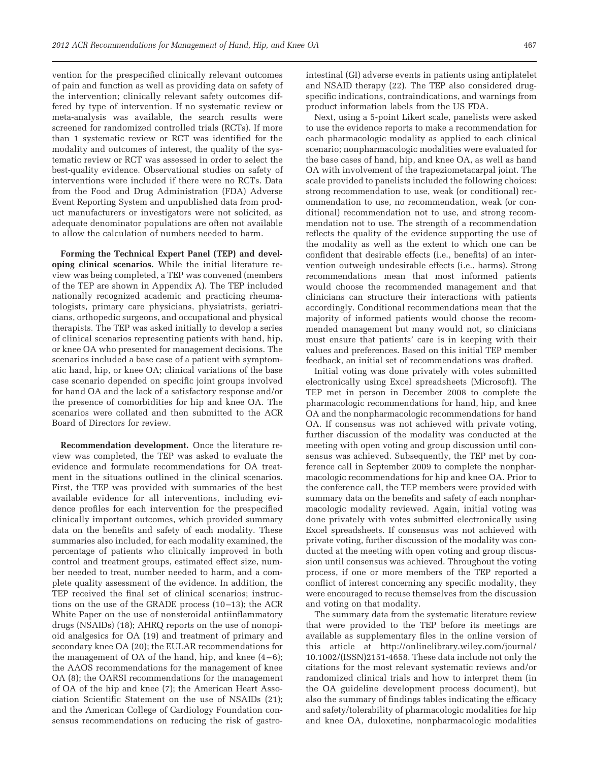vention for the prespecified clinically relevant outcomes of pain and function as well as providing data on safety of the intervention; clinically relevant safety outcomes differed by type of intervention. If no systematic review or meta-analysis was available, the search results were screened for randomized controlled trials (RCTs). If more than 1 systematic review or RCT was identified for the modality and outcomes of interest, the quality of the systematic review or RCT was assessed in order to select the best-quality evidence. Observational studies on safety of interventions were included if there were no RCTs. Data from the Food and Drug Administration (FDA) Adverse Event Reporting System and unpublished data from product manufacturers or investigators were not solicited, as adequate denominator populations are often not available to allow the calculation of numbers needed to harm.

**Forming the Technical Expert Panel (TEP) and developing clinical scenarios.** While the initial literature review was being completed, a TEP was convened (members of the TEP are shown in Appendix A). The TEP included nationally recognized academic and practicing rheumatologists, primary care physicians, physiatrists, geriatricians, orthopedic surgeons, and occupational and physical therapists. The TEP was asked initially to develop a series of clinical scenarios representing patients with hand, hip, or knee OA who presented for management decisions. The scenarios included a base case of a patient with symptomatic hand, hip, or knee OA; clinical variations of the base case scenario depended on specific joint groups involved for hand OA and the lack of a satisfactory response and/or the presence of comorbidities for hip and knee OA. The scenarios were collated and then submitted to the ACR Board of Directors for review.

**Recommendation development.** Once the literature review was completed, the TEP was asked to evaluate the evidence and formulate recommendations for OA treatment in the situations outlined in the clinical scenarios. First, the TEP was provided with summaries of the best available evidence for all interventions, including evidence profiles for each intervention for the prespecified clinically important outcomes, which provided summary data on the benefits and safety of each modality. These summaries also included, for each modality examined, the percentage of patients who clinically improved in both control and treatment groups, estimated effect size, number needed to treat, number needed to harm, and a complete quality assessment of the evidence. In addition, the TEP received the final set of clinical scenarios; instructions on the use of the GRADE process (10–13); the ACR White Paper on the use of nonsteroidal antiinflammatory drugs (NSAIDs) (18); AHRQ reports on the use of nonopioid analgesics for OA (19) and treatment of primary and secondary knee OA (20); the EULAR recommendations for the management of OA of the hand, hip, and knee (4–6); the AAOS recommendations for the management of knee OA (8); the OARSI recommendations for the management of OA of the hip and knee (7); the American Heart Association Scientific Statement on the use of NSAIDs (21); and the American College of Cardiology Foundation consensus recommendations on reducing the risk of gastrointestinal (GI) adverse events in patients using antiplatelet and NSAID therapy (22). The TEP also considered drug-specific indications, contraindications, and warnings from product information labels from the US FDA.

Next, using a 5-point Likert scale, panelists were asked to use the evidence reports to make a recommendation for each pharmacologic modality as applied to each clinical scenario; nonpharmacologic modalities were evaluated for the base cases of hand, hip, and knee OA, as well as hand OA with involvement of the trapeziometacarpal joint. The scale provided to panelists included the following choices: strong recommendation to use, weak (or conditional) recommendation to use, no recommendation, weak (or conditional) recommendation not to use, and strong recommendation not to use. The strength of a recommendation reflects the quality of the evidence supporting the use of the modality as well as the extent to which one can be confident that desirable effects (i.e., benefits) of an intervention outweigh undesirable effects (i.e., harms). Strong recommendations mean that most informed patients would choose the recommended management and that clinicians can structure their interactions with patients accordingly. Conditional recommendations mean that the majority of informed patients would choose the recommended management but many would not, so clinicians must ensure that patients' care is in keeping with their values and preferences. Based on this initial TEP member feedback, an initial set of recommendations was drafted.

Initial voting was done privately with votes submitted electronically using Excel spreadsheets (Microsoft). The TEP met in person in December 2008 to complete the pharmacologic recommendations for hand, hip, and knee OA and the nonpharmacologic recommendations for hand OA. If consensus was not achieved with private voting, further discussion of the modality was conducted at the meeting with open voting and group discussion until consensus was achieved. Subsequently, the TEP met by conference call in September 2009 to complete the nonpharmacologic recommendations for hip and knee OA. Prior to the conference call, the TEP members were provided with summary data on the benefits and safety of each nonpharmacologic modality reviewed. Again, initial voting was done privately with votes submitted electronically using Excel spreadsheets. If consensus was not achieved with private voting, further discussion of the modality was conducted at the meeting with open voting and group discussion until consensus was achieved. Throughout the voting process, if one or more members of the TEP reported a conflict of interest concerning any specific modality, they were encouraged to recuse themselves from the discussion and voting on that modality.

The summary data from the systematic literature review that were provided to the TEP before its meetings are available as supplementary files in the online version of this article at http://onlinelibrary.wiley.com/journal/10.1002/(ISSN)2151-4658. These data include not only the citations for the most relevant systematic reviews and/or randomized clinical trials and how to interpret them (in the OA guideline development process document), but also the summary of findings tables indicating the efficacy and safety/tolerability of pharmacologic modalities for hip and knee OA, duloxetine, nonpharmacologic modalities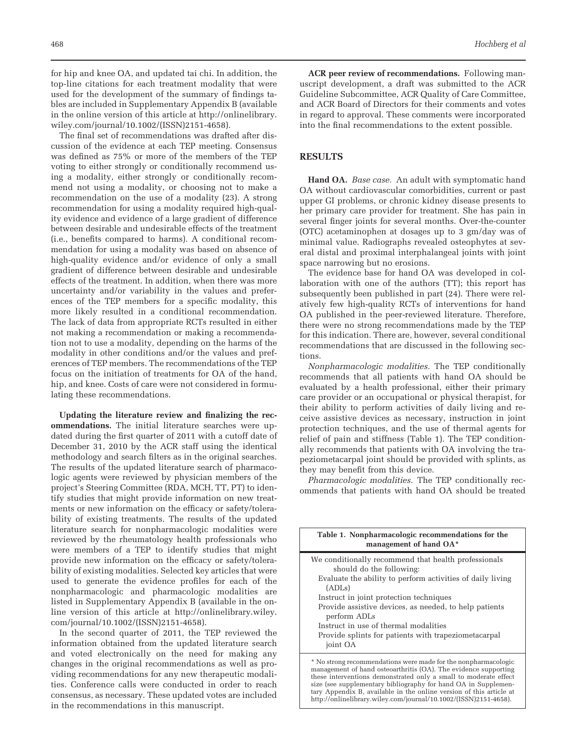for hip and knee OA, and updated tai chi. In addition, the top-line citations for each treatment modality that were used for the development of the summary of findings tables are included in Supplementary Appendix B (available in the online version of this article at http://onlinelibrary.wiley.com/journal/10.1002/(ISSN)2151-4658).

The final set of recommendations was drafted after discussion of the evidence at each TEP meeting. Consensus was defined as 75% or more of the members of the TEP voting to either strongly or conditionally recommend using a modality, either strongly or conditionally recommend not using a modality, or choosing not to make a recommendation on the use of a modality (23). A strong recommendation for using a modality required high-quality evidence and evidence of a large gradient of difference between desirable and undesirable effects of the treatment (i.e., benefits compared to harms). A conditional recommendation for using a modality was based on absence of high-quality evidence and/or evidence of only a small gradient of difference between desirable and undesirable effects of the treatment. In addition, when there was more uncertainty and/or variability in the values and preferences of the TEP members for a specific modality, this more likely resulted in a conditional recommendation. The lack of data from appropriate RCTs resulted in either not making a recommendation or making a recommendation not to use a modality, depending on the harms of the modality in other conditions and/or the values and preferences of TEP members. The recommendations of the TEP focus on the initiation of treatments for OA of the hand, hip, and knee. Costs of care were not considered in formulating these recommendations.

**Updating the literature review and finalizing the recommendations.** The initial literature searches were updated during the first quarter of 2011 with a cutoff date of December 31, 2010 by the ACR staff using the identical methodology and search filters as in the original searches. The results of the updated literature search of pharmacologic agents were reviewed by physician members of the project's Steering Committee (RDA, MCH, TT, PT) to identify studies that might provide information on new treatments or new information on the efficacy or safety/tolerability of existing treatments. The results of the updated literature search for nonpharmacologic modalities were reviewed by the rheumatology health professionals who were members of a TEP to identify studies that might provide new information on the efficacy or safety/tolerability of existing modalities. Selected key articles that were used to generate the evidence profiles for each of the nonpharmacologic and pharmacologic modalities are listed in Supplementary Appendix B (available in the online version of this article at http://onlinelibrary.wiley.com/journal/10.1002/(ISSN)2151-4658).

In the second quarter of 2011, the TEP reviewed the information obtained from the updated literature search and voted electronically on the need for making any changes in the original recommendations as well as providing recommendations for any new therapeutic modalities. Conference calls were conducted in order to reach consensus, as necessary. These updated votes are included in the recommendations in this manuscript.

**ACR peer review of recommendations.** Following manuscript development, a draft was submitted to the ACR Guideline Subcommittee, ACR Quality of Care Committee, and ACR Board of Directors for their comments and votes in regard to approval. These comments were incorporated into the final recommendations to the extent possible.

## RESULTS

**Hand OA.** *Base case.* An adult with symptomatic hand OA without cardiovascular comorbidities, current or past upper GI problems, or chronic kidney disease presents to her primary care provider for treatment. She has pain in several finger joints for several months. Over-the-counter (OTC) acetaminophen at dosages up to 3 gm/day was of minimal value. Radiographs revealed osteophytes at several distal and proximal interphalangeal joints with joint space narrowing but no erosions.

The evidence base for hand OA was developed in collaboration with one of the authors (TT); this report has subsequently been published in part (24). There were relatively few high-quality RCTs of interventions for hand OA published in the peer-reviewed literature. Therefore, there were no strong recommendations made by the TEP for this indication. There are, however, several conditional recommendations that are discussed in the following sections.

*Nonpharmacologic modalities.* The TEP conditionally recommends that all patients with hand OA should be evaluated by a health professional, either their primary care provider or an occupational or physical therapist, for their ability to perform activities of daily living and receive assistive devices as necessary, instruction in joint protection techniques, and the use of thermal agents for relief of pain and stiffness (Table 1). The TEP conditionally recommends that patients with OA involving the trapeziometacarpal joint should be provided with splints, as they may benefit from this device.

*Pharmacologic modalities.* The TEP conditionally recommends that patients with hand OA should be treated

**Table 1. Nonpharmacologic recommendations for the management of hand OA***

We conditionally recommend that health professionals should do the following:

- Evaluate the ability to perform activities of daily living (ADLs)
- Instruct in joint protection techniques
- Provide assistive devices, as needed, to help patients perform ADLs
- Instruct in use of thermal modalities
- Provide splints for patients with trapeziometacarpal joint OA

\* No strong recommendations were made for the nonpharmacologic management of hand osteoarthritis (OA). The evidence supporting these interventions demonstrated only a small to moderate effect size (see supplementary bibliography for hand OA in Supplementary Appendix B, available in the online version of this article at http://onlinelibrary.wiley.com/journal/10.1002/(ISSN)2151-4658).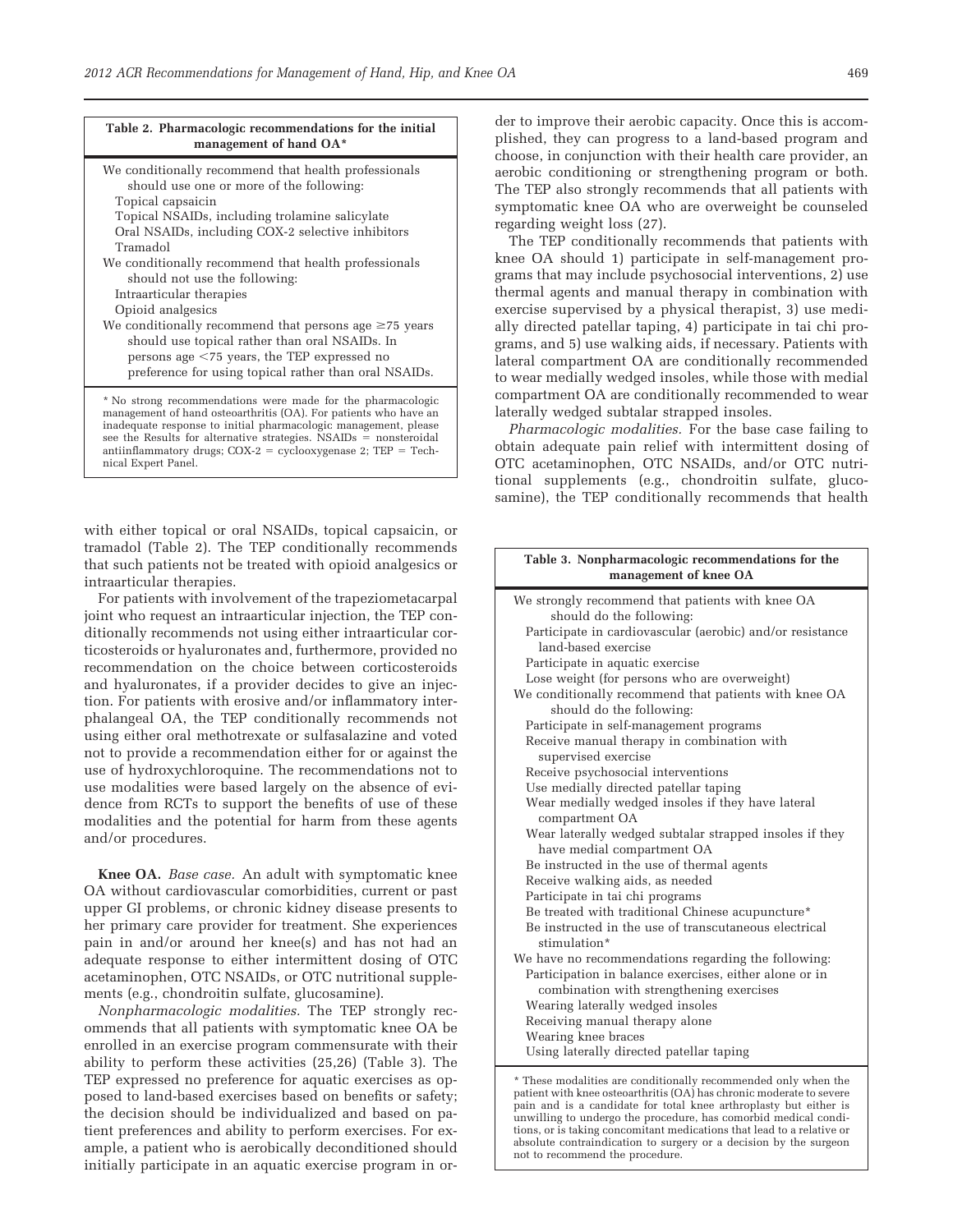**Table 2. Pharmacologic recommendations for the initial management of hand OA***

We conditionally recommend that health professionals should use one or more of the following:
- Topical capsaicin
- Topical NSAIDs, including trolamine salicylate
- Oral NSAIDs, including COX-2 selective inhibitors
- Tramadol

We conditionally recommend that health professionals should not use the following:
- Intraarticular therapies
- Opioid analgesics

We conditionally recommend that persons age ≥75 years should use topical rather than oral NSAIDs. In persons age <75 years, the TEP expressed no preference for using topical rather than oral NSAIDs.

\* No strong recommendations were made for the pharmacologic management of hand osteoarthritis (OA). For patients who have an inadequate response to initial pharmacologic management, please see the Results for alternative strategies. NSAIDs = nonsteroidal antiinflammatory drugs; COX-2 = cyclooxygenase 2; TEP = Technical Expert Panel.

with either topical or oral NSAIDs, topical capsaicin, or tramadol (Table 2). The TEP conditionally recommends that such patients not be treated with opioid analgesics or intraarticular therapies.

For patients with involvement of the trapeziometacarpal joint who request an intraarticular injection, the TEP conditionally recommends not using either intraarticular corticosteroids or hyaluronates and, furthermore, provided no recommendation on the choice between corticosteroids and hyaluronates, if a provider decides to give an injection. For patients with erosive and/or inflammatory interphalangeal OA, the TEP conditionally recommends not using either oral methotrexate or sulfasalazine and voted not to provide a recommendation either for or against the use of hydroxychloroquine. The recommendations not to use modalities were based largely on the absence of evidence from RCTs to support the benefits of use of these modalities and the potential for harm from these agents and/or procedures.

**Knee OA.** *Base case.* An adult with symptomatic knee OA without cardiovascular comorbidities, current or past upper GI problems, or chronic kidney disease presents to her primary care provider for treatment. She experiences pain in and/or around her knee(s) and has not had an adequate response to either intermittent dosing of OTC acetaminophen, OTC NSAIDs, or OTC nutritional supplements (e.g., chondroitin sulfate, glucosamine).

*Nonpharmacologic modalities.* The TEP strongly recommends that all patients with symptomatic knee OA be enrolled in an exercise program commensurate with their ability to perform these activities (25,26) (Table 3). The TEP expressed no preference for aquatic exercises as opposed to land-based exercises based on benefits or safety; the decision should be individualized and based on patient preferences and ability to perform exercises. For example, a patient who is aerobically deconditioned should initially participate in an aquatic exercise program in order to improve their aerobic capacity. Once this is accomplished, they can progress to a land-based program and choose, in conjunction with their health care provider, an aerobic conditioning or strengthening program or both. The TEP also strongly recommends that all patients with symptomatic knee OA who are overweight be counseled regarding weight loss (27).

The TEP conditionally recommends that patients with knee OA should 1) participate in self-management programs that may include psychosocial interventions, 2) use thermal agents and manual therapy in combination with exercise supervised by a physical therapist, 3) use medially directed patellar taping, 4) participate in tai chi programs, and 5) use walking aids, if necessary. Patients with lateral compartment OA are conditionally recommended to wear medially wedged insoles, while those with medial compartment OA are conditionally recommended to wear laterally wedged subtalar strapped insoles.

*Pharmacologic modalities.* For the base case failing to obtain adequate pain relief with intermittent dosing of OTC acetaminophen, OTC NSAIDs, and/or OTC nutritional supplements (e.g., chondroitin sulfate, glucosamine), the TEP conditionally recommends that health

**Table 3. Nonpharmacologic recommendations for the management of knee OA**

We strongly recommend that patients with knee OA should do the following:
- Participate in cardiovascular (aerobic) and/or resistance land-based exercise
- Participate in aquatic exercise
- Lose weight (for persons who are overweight)

We conditionally recommend that patients with knee OA should do the following:
- Participate in self-management programs
- Receive manual therapy in combination with supervised exercise
- Receive psychosocial interventions
- Use medially directed patellar taping
- Wear medially wedged insoles if they have lateral compartment OA
- Wear laterally wedged subtalar strapped insoles if they have medial compartment OA
- Be instructed in the use of thermal agents
- Receive walking aids, as needed
- Participate in tai chi programs
- Be treated with traditional Chinese acupuncture*
- Be instructed in the use of transcutaneous electrical stimulation*

We have no recommendations regarding the following:
- Participation in balance exercises, either alone or in combination with strengthening exercises
- Wearing laterally wedged insoles
- Receiving manual therapy alone
- Wearing knee braces
- Using laterally directed patellar taping

\* These modalities are conditionally recommended only when the patient with knee osteoarthritis (OA) has chronic moderate to severe pain and is a candidate for total knee arthroplasty but either is unwilling to undergo the procedure, has comorbid medical conditions, or is taking concomitant medications that lead to a relative or absolute contraindication to surgery or a decision by the surgeon not to recommend the procedure.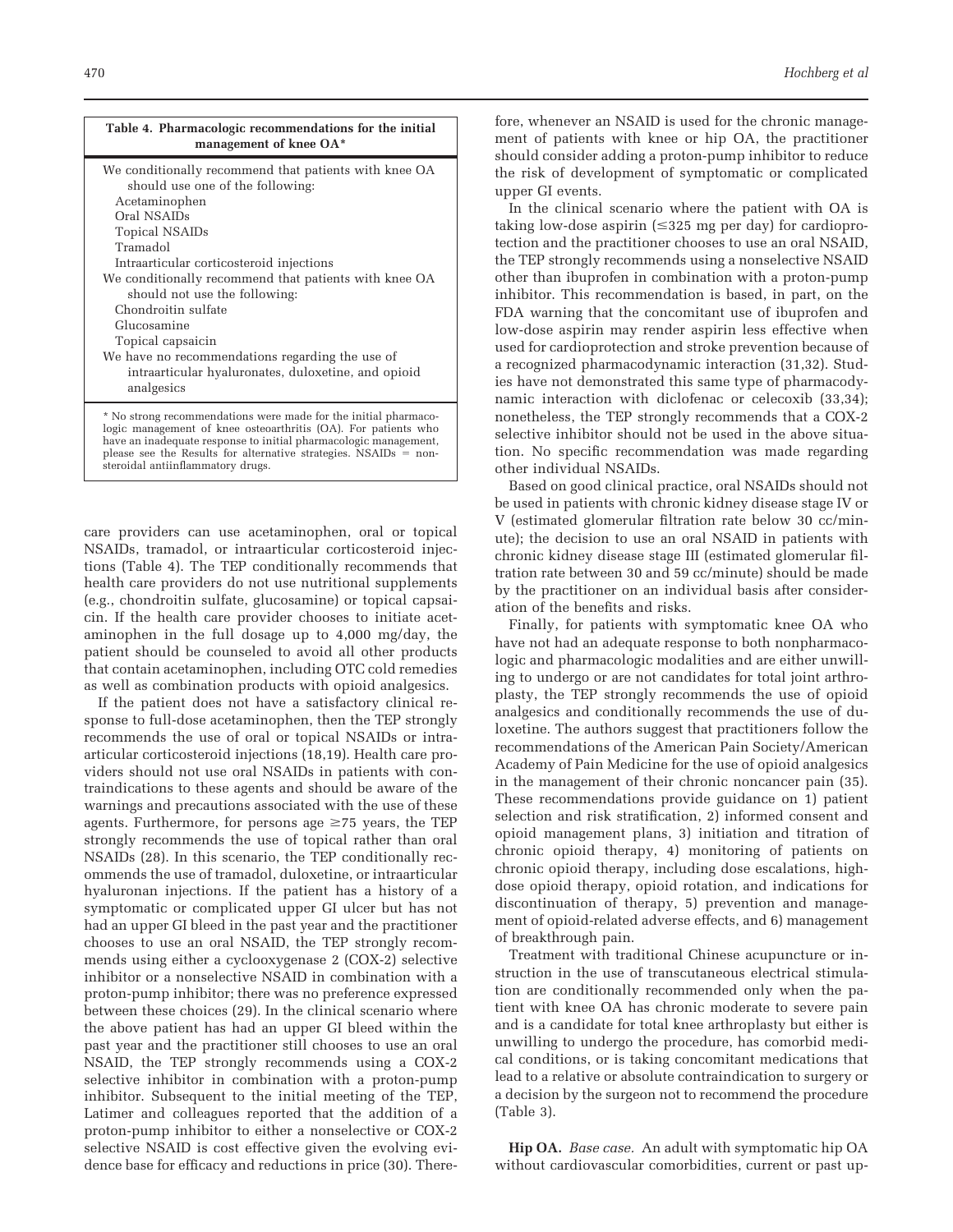**Table 4. Pharmacologic recommendations for the initial management of knee OA***

| |
|---|
| We conditionally recommend that patients with knee OA should use one of the following: |
| Acetaminophen |
| Oral NSAIDs |
| Topical NSAIDs |
| Tramadol |
| Intraarticular corticosteroid injections |
| We conditionally recommend that patients with knee OA should not use the following: |
| Chondroitin sulfate |
| Glucosamine |
| Topical capsaicin |
| We have no recommendations regarding the use of intraarticular hyaluronates, duloxetine, and opioid analgesics |

\* No strong recommendations were made for the initial pharmacologic management of knee osteoarthritis (OA). For patients who have an inadequate response to initial pharmacologic management, please see the Results for alternative strategies. NSAIDs = nonsteroidal antiinflammatory drugs.

care providers can use acetaminophen, oral or topical NSAIDs, tramadol, or intraarticular corticosteroid injections (Table 4). The TEP conditionally recommends that health care providers do not use nutritional supplements (e.g., chondroitin sulfate, glucosamine) or topical capsaicin. If the health care provider chooses to initiate acetaminophen in the full dosage up to 4,000 mg/day, the patient should be counseled to avoid all other products that contain acetaminophen, including OTC cold remedies as well as combination products with opioid analgesics.

If the patient does not have a satisfactory clinical response to full-dose acetaminophen, then the TEP strongly recommends the use of oral or topical NSAIDs or intraarticular corticosteroid injections (18,19). Health care providers should not use oral NSAIDs in patients with contraindications to these agents and should be aware of the warnings and precautions associated with the use of these agents. Furthermore, for persons age ≥75 years, the TEP strongly recommends the use of topical rather than oral NSAIDs (28). In this scenario, the TEP conditionally recommends the use of tramadol, duloxetine, or intraarticular hyaluronan injections. If the patient has a history of a symptomatic or complicated upper GI ulcer but has not had an upper GI bleed in the past year and the practitioner chooses to use an oral NSAID, the TEP strongly recommends using either a cyclooxygenase 2 (COX-2) selective inhibitor or a nonselective NSAID in combination with a proton-pump inhibitor; there was no preference expressed between these choices (29). In the clinical scenario where the above patient has had an upper GI bleed within the past year and the practitioner still chooses to use an oral NSAID, the TEP strongly recommends using a COX-2 selective inhibitor in combination with a proton-pump inhibitor. Subsequent to the initial meeting of the TEP, Latimer and colleagues reported that the addition of a proton-pump inhibitor to either a nonselective or COX-2 selective NSAID is cost effective given the evolving evidence base for efficacy and reductions in price (30). Therefore, whenever an NSAID is used for the chronic management of patients with knee or hip OA, the practitioner should consider adding a proton-pump inhibitor to reduce the risk of development of symptomatic or complicated upper GI events.

In the clinical scenario where the patient with OA is taking low-dose aspirin (≤325 mg per day) for cardioprotection and the practitioner chooses to use an oral NSAID, the TEP strongly recommends using a nonselective NSAID other than ibuprofen in combination with a proton-pump inhibitor. This recommendation is based, in part, on the FDA warning that the concomitant use of ibuprofen and low-dose aspirin may render aspirin less effective when used for cardioprotection and stroke prevention because of a recognized pharmacodynamic interaction (31,32). Studies have not demonstrated this same type of pharmacodynamic interaction with diclofenac or celecoxib (33,34); nonetheless, the TEP strongly recommends that a COX-2 selective inhibitor should not be used in the above situation. No specific recommendation was made regarding other individual NSAIDs.

Based on good clinical practice, oral NSAIDs should not be used in patients with chronic kidney disease stage IV or V (estimated glomerular filtration rate below 30 cc/minute); the decision to use an oral NSAID in patients with chronic kidney disease stage III (estimated glomerular filtration rate between 30 and 59 cc/minute) should be made by the practitioner on an individual basis after consideration of the benefits and risks.

Finally, for patients with symptomatic knee OA who have not had an adequate response to both nonpharmacologic and pharmacologic modalities and are either unwilling to undergo or are not candidates for total joint arthroplasty, the TEP strongly recommends the use of opioid analgesics and conditionally recommends the use of duloxetine. The authors suggest that practitioners follow the recommendations of the American Pain Society/American Academy of Pain Medicine for the use of opioid analgesics in the management of their chronic noncancer pain (35). These recommendations provide guidance on 1) patient selection and risk stratification, 2) informed consent and opioid management plans, 3) initiation and titration of chronic opioid therapy, 4) monitoring of patients on chronic opioid therapy, including dose escalations, high-dose opioid therapy, opioid rotation, and indications for discontinuation of therapy, 5) prevention and management of opioid-related adverse effects, and 6) management of breakthrough pain.

Treatment with traditional Chinese acupuncture or instruction in the use of transcutaneous electrical stimulation are conditionally recommended only when the patient with knee OA has chronic moderate to severe pain and is a candidate for total knee arthroplasty but either is unwilling to undergo the procedure, has comorbid medical conditions, or is taking concomitant medications that lead to a relative or absolute contraindication to surgery or a decision by the surgeon not to recommend the procedure (Table 3).

**Hip OA.** *Base case.* An adult with symptomatic hip OA without cardiovascular comorbidities, current or past up-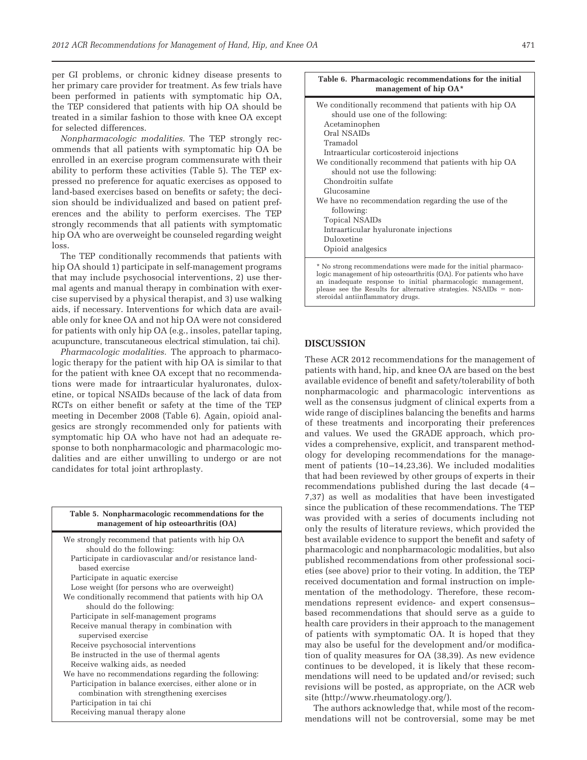per GI problems, or chronic kidney disease presents to her primary care provider for treatment. As few trials have been performed in patients with symptomatic hip OA, the TEP considered that patients with hip OA should be treated in a similar fashion to those with knee OA except for selected differences.

*Nonpharmacologic modalities.* The TEP strongly recommends that all patients with symptomatic hip OA be enrolled in an exercise program commensurate with their ability to perform these activities (Table 5). The TEP expressed no preference for aquatic exercises as opposed to land-based exercises based on benefits or safety; the decision should be individualized and based on patient preferences and the ability to perform exercises. The TEP strongly recommends that all patients with symptomatic hip OA who are overweight be counseled regarding weight loss.

The TEP conditionally recommends that patients with hip OA should 1) participate in self-management programs that may include psychosocial interventions, 2) use thermal agents and manual therapy in combination with exercise supervised by a physical therapist, and 3) use walking aids, if necessary. Interventions for which data are available only for knee OA and not hip OA were not considered for patients with only hip OA (e.g., insoles, patellar taping, acupuncture, transcutaneous electrical stimulation, tai chi).

*Pharmacologic modalities.* The approach to pharmacologic therapy for the patient with hip OA is similar to that for the patient with knee OA except that no recommendations were made for intraarticular hyaluronates, duloxetine, or topical NSAIDs because of the lack of data from RCTs on either benefit or safety at the time of the TEP meeting in December 2008 (Table 6). Again, opioid analgesics are strongly recommended only for patients with symptomatic hip OA who have not had an adequate response to both nonpharmacologic and pharmacologic modalities and are either unwilling to undergo or are not candidates for total joint arthroplasty.

**Table 5. Nonpharmacologic recommendations for the management of hip osteoarthritis (OA)**

| |
|---|
| We strongly recommend that patients with hip OA should do the following: |
| Participate in cardiovascular and/or resistance land-based exercise |
| Participate in aquatic exercise |
| Lose weight (for persons who are overweight) |
| We conditionally recommend that patients with hip OA should do the following: |
| Participate in self-management programs |
| Receive manual therapy in combination with supervised exercise |
| Receive psychosocial interventions |
| Be instructed in the use of thermal agents |
| Receive walking aids, as needed |
| We have no recommendations regarding the following: |
| Participation in balance exercises, either alone or in combination with strengthening exercises |
| Participation in tai chi |
| Receiving manual therapy alone |

**Table 6. Pharmacologic recommendations for the initial management of hip OA***

| |
|---|
| We conditionally recommend that patients with hip OA should use one of the following: |
| Acetaminophen |
| Oral NSAIDs |
| Tramadol |
| Intraarticular corticosteroid injections |
| We conditionally recommend that patients with hip OA should not use the following: |
| Chondroitin sulfate |
| Glucosamine |
| We have no recommendation regarding the use of the following: |
| Topical NSAIDs |
| Intraarticular hyaluronate injections |
| Duloxetine |
| Opioid analgesics |

* No strong recommendations were made for the initial pharmacologic management of hip osteoarthritis (OA). For patients who have an inadequate response to initial pharmacologic management, please see the Results for alternative strategies. NSAIDs = nonsteroidal antiinflammatory drugs.

## DISCUSSION

These ACR 2012 recommendations for the management of patients with hand, hip, and knee OA are based on the best available evidence of benefit and safety/tolerability of both nonpharmacologic and pharmacologic interventions as well as the consensus judgment of clinical experts from a wide range of disciplines balancing the benefits and harms of these treatments and incorporating their preferences and values. We used the GRADE approach, which provides a comprehensive, explicit, and transparent methodology for developing recommendations for the management of patients (10–14,23,36). We included modalities that had been reviewed by other groups of experts in their recommendations published during the last decade (4–7,37) as well as modalities that have been investigated since the publication of these recommendations. The TEP was provided with a series of documents including not only the results of literature reviews, which provided the best available evidence to support the benefit and safety of pharmacologic and nonpharmacologic modalities, but also published recommendations from other professional societies (see above) prior to their voting. In addition, the TEP received documentation and formal instruction on implementation of the methodology. Therefore, these recommendations represent evidence- and expert consensus–based recommendations that should serve as a guide to health care providers in their approach to the management of patients with symptomatic OA. It is hoped that they may also be useful for the development and/or modification of quality measures for OA (38,39). As new evidence continues to be developed, it is likely that these recommendations will need to be updated and/or revised; such revisions will be posted, as appropriate, on the ACR web site (http://www.rheumatology.org/).

The authors acknowledge that, while most of the recommendations will not be controversial, some may be met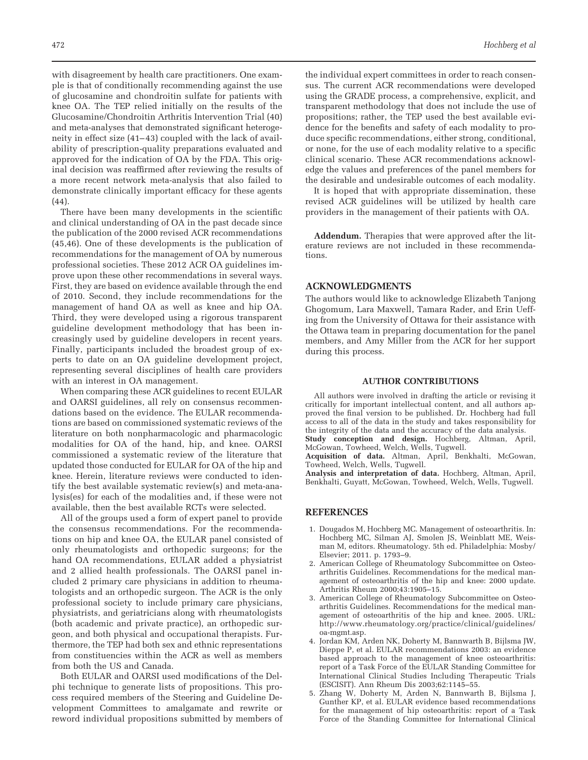with disagreement by health care practitioners. One example is that of conditionally recommending against the use of glucosamine and chondroitin sulfate for patients with knee OA. The TEP relied initially on the results of the Glucosamine/Chondroitin Arthritis Intervention Trial (40) and meta-analyses that demonstrated significant heterogeneity in effect size (41–43) coupled with the lack of availability of prescription-quality preparations evaluated and approved for the indication of OA by the FDA. This original decision was reaffirmed after reviewing the results of a more recent network meta-analysis that also failed to demonstrate clinically important efficacy for these agents (44).

There have been many developments in the scientific and clinical understanding of OA in the past decade since the publication of the 2000 revised ACR recommendations (45,46). One of these developments is the publication of recommendations for the management of OA by numerous professional societies. These 2012 ACR OA guidelines improve upon these other recommendations in several ways. First, they are based on evidence available through the end of 2010. Second, they include recommendations for the management of hand OA as well as knee and hip OA. Third, they were developed using a rigorous transparent guideline development methodology that has been increasingly used by guideline developers in recent years. Finally, participants included the broadest group of experts to date on an OA guideline development project, representing several disciplines of health care providers with an interest in OA management.

When comparing these ACR guidelines to recent EULAR and OARSI guidelines, all rely on consensus recommendations based on the evidence. The EULAR recommendations are based on commissioned systematic reviews of the literature on both nonpharmacologic and pharmacologic modalities for OA of the hand, hip, and knee. OARSI commissioned a systematic review of the literature that updated those conducted for EULAR for OA of the hip and knee. Herein, literature reviews were conducted to identify the best available systematic review(s) and meta-analysis(es) for each of the modalities and, if these were not available, then the best available RCTs were selected.

All of the groups used a form of expert panel to provide the consensus recommendations. For the recommendations on hip and knee OA, the EULAR panel consisted of only rheumatologists and orthopedic surgeons; for the hand OA recommendations, EULAR added a physiatrist and 2 allied health professionals. The OARSI panel included 2 primary care physicians in addition to rheumatologists and an orthopedic surgeon. The ACR is the only professional society to include primary care physicians, physiatrists, and geriatricians along with rheumatologists (both academic and private practice), an orthopedic surgeon, and both physical and occupational therapists. Furthermore, the TEP had both sex and ethnic representations from constituencies within the ACR as well as members from both the US and Canada.

Both EULAR and OARSI used modifications of the Delphi technique to generate lists of propositions. This process required members of the Steering and Guideline Development Committees to amalgamate and rewrite or reword individual propositions submitted by members of the individual expert committees in order to reach consensus. The current ACR recommendations were developed using the GRADE process, a comprehensive, explicit, and transparent methodology that does not include the use of propositions; rather, the TEP used the best available evidence for the benefits and safety of each modality to produce specific recommendations, either strong, conditional, or none, for the use of each modality relative to a specific clinical scenario. These ACR recommendations acknowledge the values and preferences of the panel members for the desirable and undesirable outcomes of each modality.

It is hoped that with appropriate dissemination, these revised ACR guidelines will be utilized by health care providers in the management of their patients with OA.

**Addendum.** Therapies that were approved after the literature reviews are not included in these recommendations.

## ACKNOWLEDGMENTS

The authors would like to acknowledge Elizabeth Tanjong Ghogomum, Lara Maxwell, Tamara Rader, and Erin Ueffing from the University of Ottawa for their assistance with the Ottawa team in preparing documentation for the panel members, and Amy Miller from the ACR for her support during this process.

## AUTHOR CONTRIBUTIONS

All authors were involved in drafting the article or revising it critically for important intellectual content, and all authors approved the final version to be published. Dr. Hochberg had full access to all of the data in the study and takes responsibility for the integrity of the data and the accuracy of the data analysis.

**Study conception and design.** Hochberg, Altman, April, McGowan, Towheed, Welch, Wells, Tugwell.

**Acquisition of data.** Altman, April, Benkhalti, McGowan, Towheed, Welch, Wells, Tugwell.

**Analysis and interpretation of data.** Hochberg, Altman, April, Benkhalti, Guyatt, McGowan, Towheed, Welch, Wells, Tugwell.

## REFERENCES

1. Dougados M, Hochberg MC. Management of osteoarthritis. In: Hochberg MC, Silman AJ, Smolen JS, Weinblatt ME, Weisman M, editors. Rheumatology. 5th ed. Philadelphia: Mosby/Elsevier; 2011. p. 1793–9.
2. American College of Rheumatology Subcommittee on Osteoarthritis Guidelines. Recommendations for the medical management of osteoarthritis of the hip and knee: 2000 update. Arthritis Rheum 2000;43:1905–15.
3. American College of Rheumatology Subcommittee on Osteoarthritis Guidelines. Recommendations for the medical management of osteoarthritis of the hip and knee. 2005. URL: http://www.rheumatology.org/practice/clinical/guidelines/oa-mgmt.asp.
4. Jordan KM, Arden NK, Doherty M, Bannwarth B, Bijlsma JW, Dieppe P, et al. EULAR recommendations 2003: an evidence based approach to the management of knee osteoarthritis: report of a Task Force of the EULAR Standing Committee for International Clinical Studies Including Therapeutic Trials (ESCISIT). Ann Rheum Dis 2003;62:1145–55.
5. Zhang W, Doherty M, Arden N, Bannwarth B, Bijlsma J, Gunther KP, et al. EULAR evidence based recommendations for the management of hip osteoarthritis: report of a Task Force of the Standing Committee for International Clinical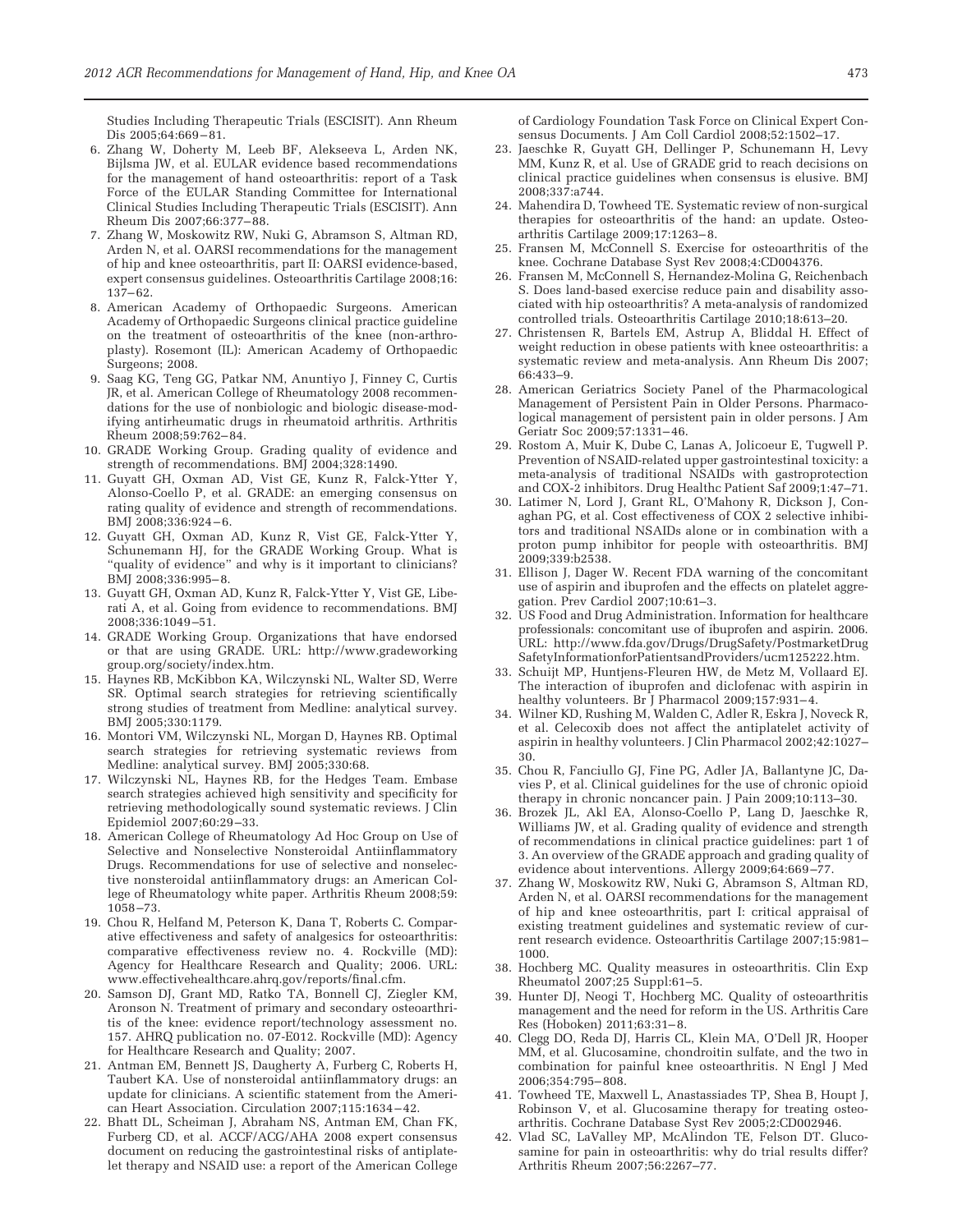Studies Including Therapeutic Trials (ESCISIT). Ann Rheum Dis 2005;64:669–81.

6. Zhang W, Doherty M, Leeb BF, Alekseeva L, Arden NK, Bijlsma JW, et al. EULAR evidence based recommendations for the management of hand osteoarthritis: report of a Task Force of the EULAR Standing Committee for International Clinical Studies Including Therapeutic Trials (ESCISIT). Ann Rheum Dis 2007;66:377–88.
7. Zhang W, Moskowitz RW, Nuki G, Abramson S, Altman RD, Arden N, et al. OARSI recommendations for the management of hip and knee osteoarthritis, part II: OARSI evidence-based, expert consensus guidelines. Osteoarthritis Cartilage 2008;16: 137–62.
8. American Academy of Orthopaedic Surgeons. American Academy of Orthopaedic Surgeons clinical practice guideline on the treatment of osteoarthritis of the knee (non-arthroplasty). Rosemont (IL): American Academy of Orthopaedic Surgeons; 2008.
9. Saag KG, Teng GG, Patkar NM, Anuntiyo J, Finney C, Curtis JR, et al. American College of Rheumatology 2008 recommendations for the use of nonbiologic and biologic disease-modifying antirheumatic drugs in rheumatoid arthritis. Arthritis Rheum 2008;59:762–84.
10. GRADE Working Group. Grading quality of evidence and strength of recommendations. BMJ 2004;328:1490.
11. Guyatt GH, Oxman AD, Vist GE, Kunz R, Falck-Ytter Y, Alonso-Coello P, et al. GRADE: an emerging consensus on rating quality of evidence and strength of recommendations. BMJ 2008;336:924–6.
12. Guyatt GH, Oxman AD, Kunz R, Vist GE, Falck-Ytter Y, Schunemann HJ, for the GRADE Working Group. What is "quality of evidence" and why is it important to clinicians? BMJ 2008;336:995–8.
13. Guyatt GH, Oxman AD, Kunz R, Falck-Ytter Y, Vist GE, Liberati A, et al. Going from evidence to recommendations. BMJ 2008;336:1049–51.
14. GRADE Working Group. Organizations that have endorsed or that are using GRADE. URL: http://www.gradeworkinggroup.org/society/index.htm.
15. Haynes RB, McKibbon KA, Wilczynski NL, Walter SD, Werre SR. Optimal search strategies for retrieving scientifically strong studies of treatment from Medline: analytical survey. BMJ 2005;330:1179.
16. Montori VM, Wilczynski NL, Morgan D, Haynes RB. Optimal search strategies for retrieving systematic reviews from Medline: analytical survey. BMJ 2005;330:68.
17. Wilczynski NL, Haynes RB, for the Hedges Team. Embase search strategies achieved high sensitivity and specificity for retrieving methodologically sound systematic reviews. J Clin Epidemiol 2007;60:29–33.
18. American College of Rheumatology Ad Hoc Group on Use of Selective and Nonselective Nonsteroidal Antiinflammatory Drugs. Recommendations for use of selective and nonselective nonsteroidal antiinflammatory drugs: an American College of Rheumatology white paper. Arthritis Rheum 2008;59: 1058–73.
19. Chou R, Helfand M, Peterson K, Dana T, Roberts C. Comparative effectiveness and safety of analgesics for osteoarthritis: comparative effectiveness review no. 4. Rockville (MD): Agency for Healthcare Research and Quality; 2006. URL: www.effectivehealthcare.ahrq.gov/reports/final.cfm.
20. Samson DJ, Grant MD, Ratko TA, Bonnell CJ, Ziegler KM, Aronson N. Treatment of primary and secondary osteoarthritis of the knee: evidence report/technology assessment no. 157. AHRQ publication no. 07-E012. Rockville (MD): Agency for Healthcare Research and Quality; 2007.
21. Antman EM, Bennett JS, Daugherty A, Furberg C, Roberts H, Taubert KA. Use of nonsteroidal antiinflammatory drugs: an update for clinicians. A scientific statement from the American Heart Association. Circulation 2007;115:1634–42.
22. Bhatt DL, Scheiman J, Abraham NS, Antman EM, Chan FK, Furberg CD, et al. ACCF/ACG/AHA 2008 expert consensus document on reducing the gastrointestinal risks of antiplatelet therapy and NSAID use: a report of the American College of Cardiology Foundation Task Force on Clinical Expert Consensus Documents. J Am Coll Cardiol 2008;52:1502–17.
23. Jaeschke R, Guyatt GH, Dellinger P, Schunemann H, Levy MM, Kunz R, et al. Use of GRADE grid to reach decisions on clinical practice guidelines when consensus is elusive. BMJ 2008;337:a744.
24. Mahendira D, Towheed TE. Systematic review of non-surgical therapies for osteoarthritis of the hand: an update. Osteoarthritis Cartilage 2009;17:1263–8.
25. Fransen M, McConnell S. Exercise for osteoarthritis of the knee. Cochrane Database Syst Rev 2008;4:CD004376.
26. Fransen M, McConnell S, Hernandez-Molina G, Reichenbach S. Does land-based exercise reduce pain and disability associated with hip osteoarthritis? A meta-analysis of randomized controlled trials. Osteoarthritis Cartilage 2010;18:613–20.
27. Christensen R, Bartels EM, Astrup A, Bliddal H. Effect of weight reduction in obese patients with knee osteoarthritis: a systematic review and meta-analysis. Ann Rheum Dis 2007; 66:433–9.
28. American Geriatrics Society Panel of the Pharmacological Management of Persistent Pain in Older Persons. Pharmacological management of persistent pain in older persons. J Am Geriatr Soc 2009;57:1331–46.
29. Rostom A, Muir K, Dube C, Lanas A, Jolicoeur E, Tugwell P. Prevention of NSAID-related upper gastrointestinal toxicity: a meta-analysis of traditional NSAIDs with gastroprotection and COX-2 inhibitors. Drug Healthc Patient Saf 2009;1:47–71.
30. Latimer N, Lord J, Grant RL, O'Mahony R, Dickson J, Conaghan PG, et al. Cost effectiveness of COX 2 selective inhibitors and traditional NSAIDs alone or in combination with a proton pump inhibitor for people with osteoarthritis. BMJ 2009;339:b2538.
31. Ellison J, Dager W. Recent FDA warning of the concomitant use of aspirin and ibuprofen and the effects on platelet aggregation. Prev Cardiol 2007;10:61–3.
32. US Food and Drug Administration. Information for healthcare professionals: concomitant use of ibuprofen and aspirin. 2006. URL: http://www.fda.gov/Drugs/DrugSafety/PostmarketDrugSafetyInformationforPatientsandProviders/ucm125222.htm.
33. Schuijt MP, Huntjens-Fleuren HW, de Metz M, Vollaard EJ. The interaction of ibuprofen and diclofenac with aspirin in healthy volunteers. Br J Pharmacol 2009;157:931–4.
34. Wilner KD, Rushing M, Walden C, Adler R, Eskra J, Noveck R, et al. Celecoxib does not affect the antiplatelet activity of aspirin in healthy volunteers. J Clin Pharmacol 2002;42:1027–30.
35. Chou R, Fanciullo GJ, Fine PG, Adler JA, Ballantyne JC, Davies P, et al. Clinical guidelines for the use of chronic opioid therapy in chronic noncancer pain. J Pain 2009;10:113–30.
36. Brozek JL, Akl EA, Alonso-Coello P, Lang D, Jaeschke R, Williams JW, et al. Grading quality of evidence and strength of recommendations in clinical practice guidelines: part 1 of 3. An overview of the GRADE approach and grading quality of evidence about interventions. Allergy 2009;64:669–77.
37. Zhang W, Moskowitz RW, Nuki G, Abramson S, Altman RD, Arden N, et al. OARSI recommendations for the management of hip and knee osteoarthritis, part I: critical appraisal of existing treatment guidelines and systematic review of current research evidence. Osteoarthritis Cartilage 2007;15:981–1000.
38. Hochberg MC. Quality measures in osteoarthritis. Clin Exp Rheumatol 2007;25 Suppl:61–5.
39. Hunter DJ, Neogi T, Hochberg MC. Quality of osteoarthritis management and the need for reform in the US. Arthritis Care Res (Hoboken) 2011;63:31–8.
40. Clegg DO, Reda DJ, Harris CL, Klein MA, O'Dell JR, Hooper MM, et al. Glucosamine, chondroitin sulfate, and the two in combination for painful knee osteoarthritis. N Engl J Med 2006;354:795–808.
41. Towheed TE, Maxwell L, Anastassiades TP, Shea B, Houpt J, Robinson V, et al. Glucosamine therapy for treating osteoarthritis. Cochrane Database Syst Rev 2005;2:CD002946.
42. Vlad SC, LaValley MP, McAlindon TE, Felson DT. Glucosamine for pain in osteoarthritis: why do trial results differ? Arthritis Rheum 2007;56:2267–77.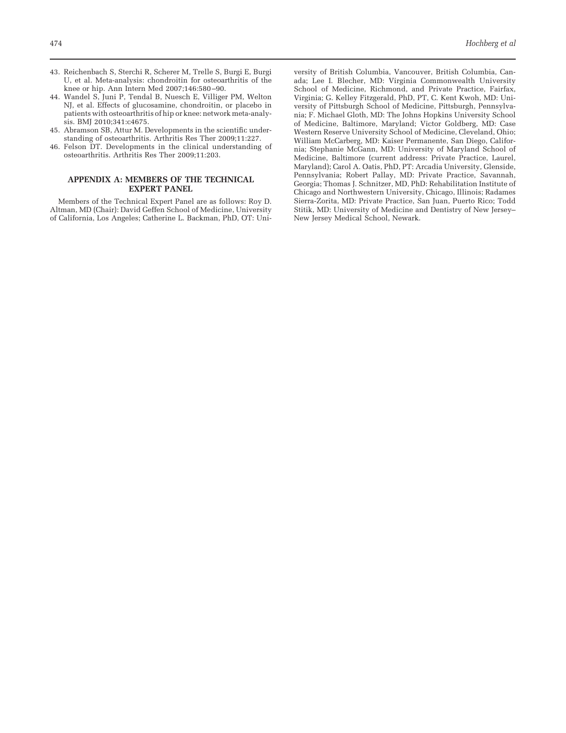43. Reichenbach S, Sterchi R, Scherer M, Trelle S, Burgi E, Burgi U, et al. Meta-analysis: chondroitin for osteoarthritis of the knee or hip. Ann Intern Med 2007;146:580–90.
44. Wandel S, Juni P, Tendal B, Nuesch E, Villiger PM, Welton NJ, et al. Effects of glucosamine, chondroitin, or placebo in patients with osteoarthritis of hip or knee: network meta-analysis. BMJ 2010;341:c4675.
45. Abramson SB, Attur M. Developments in the scientific understanding of osteoarthritis. Arthritis Res Ther 2009;11:227.
46. Felson DT. Developments in the clinical understanding of osteoarthritis. Arthritis Res Ther 2009;11:203.

## APPENDIX A: MEMBERS OF THE TECHNICAL EXPERT PANEL

Members of the Technical Expert Panel are as follows: Roy D. Altman, MD (Chair): David Geffen School of Medicine, University of California, Los Angeles; Catherine L. Backman, PhD, OT: University of British Columbia, Vancouver, British Columbia, Canada; Lee I. Blecher, MD: Virginia Commonwealth University School of Medicine, Richmond, and Private Practice, Fairfax, Virginia; G. Kelley Fitzgerald, PhD, PT, C. Kent Kwoh, MD: University of Pittsburgh School of Medicine, Pittsburgh, Pennsylvania; F. Michael Gloth, MD: The Johns Hopkins University School of Medicine, Baltimore, Maryland; Victor Goldberg, MD: Case Western Reserve University School of Medicine, Cleveland, Ohio; William McCarberg, MD: Kaiser Permanente, San Diego, California; Stephanie McGann, MD: University of Maryland School of Medicine, Baltimore (current address: Private Practice, Laurel, Maryland); Carol A. Oatis, PhD, PT: Arcadia University, Glenside, Pennsylvania; Robert Pallay, MD: Private Practice, Savannah, Georgia; Thomas J. Schnitzer, MD, PhD: Rehabilitation Institute of Chicago and Northwestern University, Chicago, Illinois; Radames Sierra-Zorita, MD: Private Practice, San Juan, Puerto Rico; Todd Stitik, MD: University of Medicine and Dentistry of New Jersey–New Jersey Medical School, Newark.